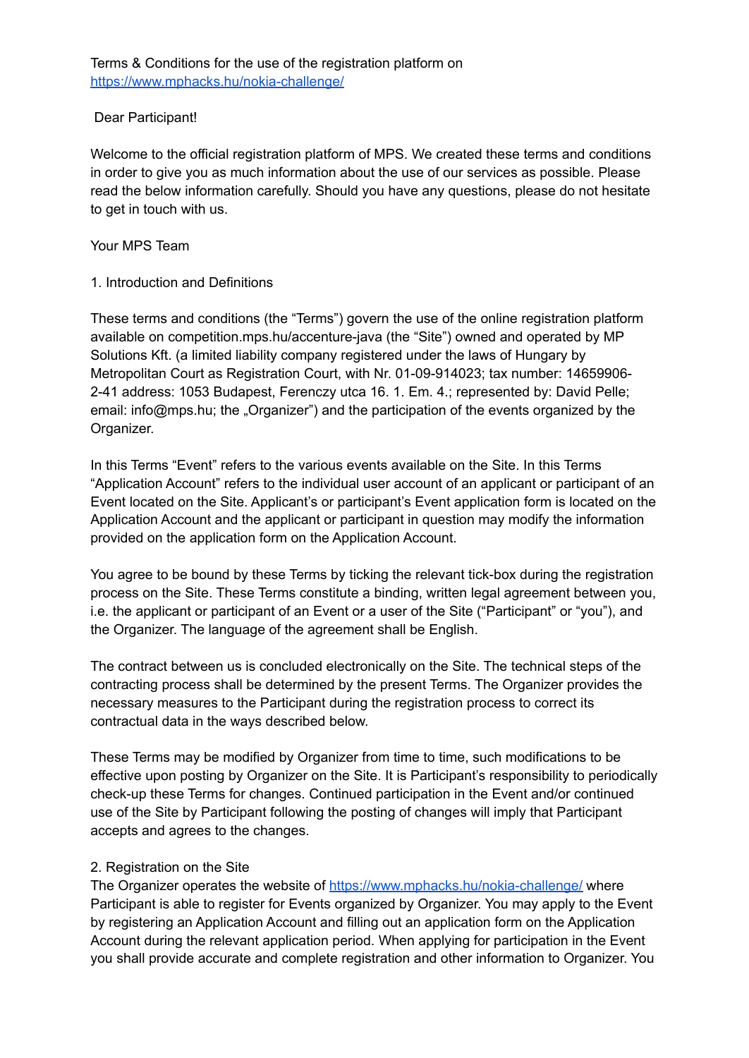Terms & Conditions for the use of the registration platform on [https://www.mphacks.hu/nokia-challenge/](https://www.mphacks.hu/nokia-challenge/)

Dear Participant!

Welcome to the official registration platform of MPS. We created these terms and conditions in order to give you as much information about the use of our services as possible. Please read the below information carefully. Should you have any questions, please do not hesitate to get in touch with us.

Your MPS Team

## 1. Introduction and Definitions

These terms and conditions (the "Terms") govern the use of the online registration platform available on competition.mps.hu/accenture-java (the "Site") owned and operated by MP Solutions Kft. (a limited liability company registered under the laws of Hungary by Metropolitan Court as Registration Court, with Nr. 01-09-914023; tax number: 14659906-2-41 address: 1053 Budapest, Ferenczy utca 16. 1. Em. 4.; represented by: David Pelle; email: info@mps.hu; the „Organizer") and the participation of the events organized by the Organizer.

In this Terms "Event" refers to the various events available on the Site. In this Terms "Application Account" refers to the individual user account of an applicant or participant of an Event located on the Site. Applicant's or participant's Event application form is located on the Application Account and the applicant or participant in question may modify the information provided on the application form on the Application Account.

You agree to be bound by these Terms by ticking the relevant tick-box during the registration process on the Site. These Terms constitute a binding, written legal agreement between you, i.e. the applicant or participant of an Event or a user of the Site ("Participant" or "you"), and the Organizer. The language of the agreement shall be English.

The contract between us is concluded electronically on the Site. The technical steps of the contracting process shall be determined by the present Terms. The Organizer provides the necessary measures to the Participant during the registration process to correct its contractual data in the ways described below.

These Terms may be modified by Organizer from time to time, such modifications to be effective upon posting by Organizer on the Site. It is Participant's responsibility to periodically check-up these Terms for changes. Continued participation in the Event and/or continued use of the Site by Participant following the posting of changes will imply that Participant accepts and agrees to the changes.

## 2. Registration on the Site

The Organizer operates the website of [https://www.mphacks.hu/nokia-challenge/](https://www.mphacks.hu/nokia-challenge/) where Participant is able to register for Events organized by Organizer. You may apply to the Event by registering an Application Account and filling out an application form on the Application Account during the relevant application period. When applying for participation in the Event you shall provide accurate and complete registration and other information to Organizer. You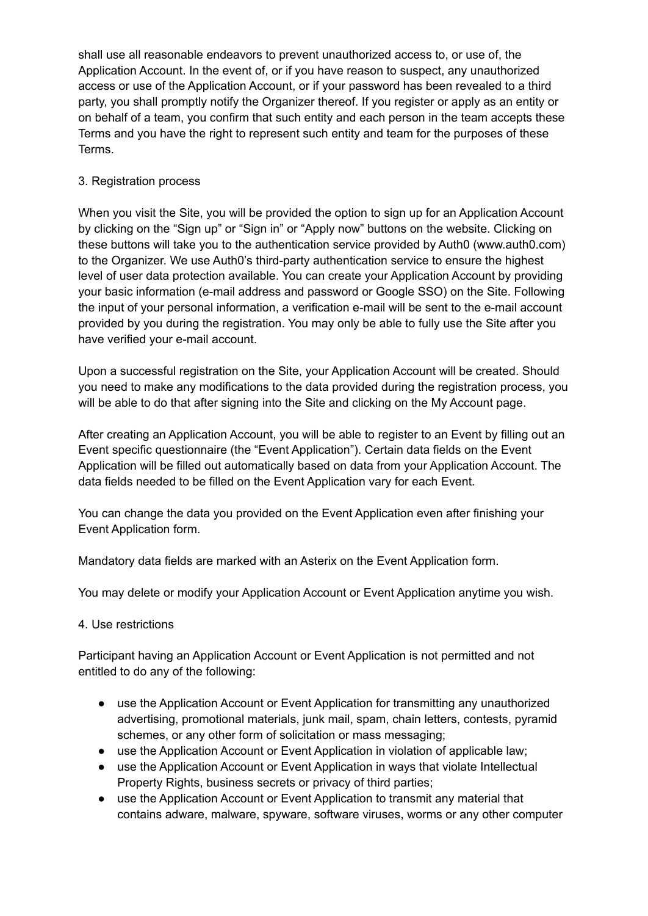shall use all reasonable endeavors to prevent unauthorized access to, or use of, the Application Account. In the event of, or if you have reason to suspect, any unauthorized access or use of the Application Account, or if your password has been revealed to a third party, you shall promptly notify the Organizer thereof. If you register or apply as an entity or on behalf of a team, you confirm that such entity and each person in the team accepts these Terms and you have the right to represent such entity and team for the purposes of these Terms.

3. Registration process

When you visit the Site, you will be provided the option to sign up for an Application Account by clicking on the “Sign up” or “Sign in” or “Apply now” buttons on the website. Clicking on these buttons will take you to the authentication service provided by Auth0 (www.auth0.com) to the Organizer. We use Auth0’s third-party authentication service to ensure the highest level of user data protection available. You can create your Application Account by providing your basic information (e-mail address and password or Google SSO) on the Site. Following the input of your personal information, a verification e-mail will be sent to the e-mail account provided by you during the registration. You may only be able to fully use the Site after you have verified your e-mail account.

Upon a successful registration on the Site, your Application Account will be created. Should you need to make any modifications to the data provided during the registration process, you will be able to do that after signing into the Site and clicking on the My Account page.

After creating an Application Account, you will be able to register to an Event by filling out an Event specific questionnaire (the “Event Application”). Certain data fields on the Event Application will be filled out automatically based on data from your Application Account. The data fields needed to be filled on the Event Application vary for each Event.

You can change the data you provided on the Event Application even after finishing your Event Application form.

Mandatory data fields are marked with an Asterix on the Event Application form.

You may delete or modify your Application Account or Event Application anytime you wish.

4. Use restrictions

Participant having an Application Account or Event Application is not permitted and not entitled to do any of the following:

- use the Application Account or Event Application for transmitting any unauthorized advertising, promotional materials, junk mail, spam, chain letters, contests, pyramid schemes, or any other form of solicitation or mass messaging;
- use the Application Account or Event Application in violation of applicable law;
- use the Application Account or Event Application in ways that violate Intellectual Property Rights, business secrets or privacy of third parties;
- use the Application Account or Event Application to transmit any material that contains adware, malware, spyware, software viruses, worms or any other computer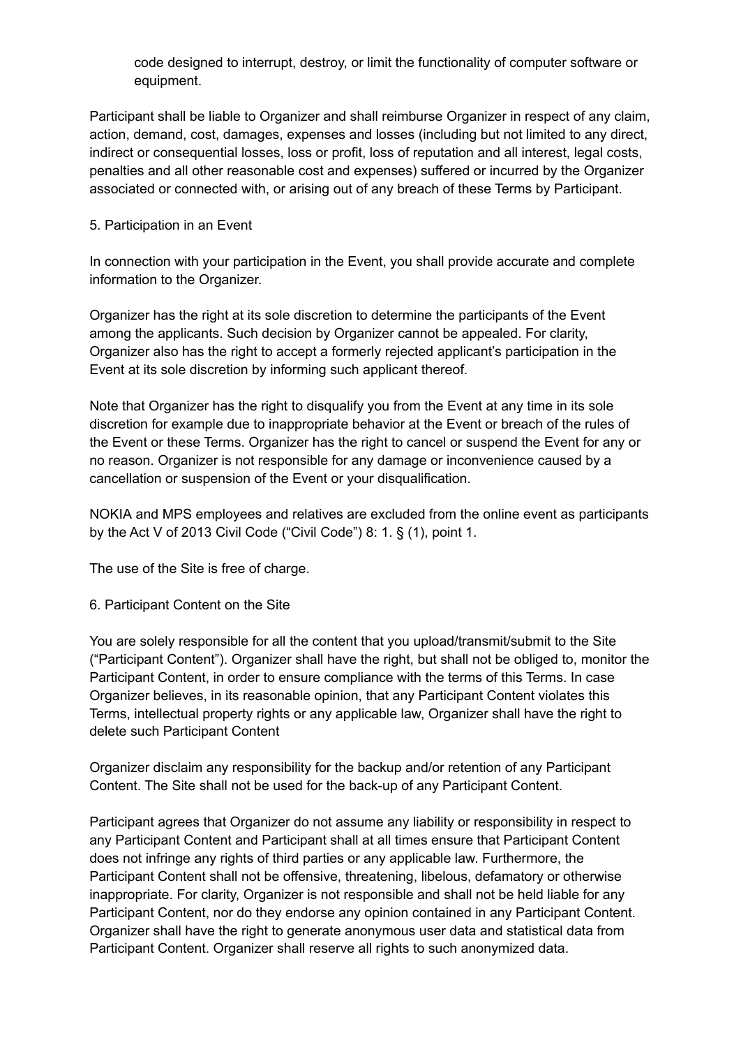code designed to interrupt, destroy, or limit the functionality of computer software or equipment.

Participant shall be liable to Organizer and shall reimburse Organizer in respect of any claim, action, demand, cost, damages, expenses and losses (including but not limited to any direct, indirect or consequential losses, loss or profit, loss of reputation and all interest, legal costs, penalties and all other reasonable cost and expenses) suffered or incurred by the Organizer associated or connected with, or arising out of any breach of these Terms by Participant.

## 5. Participation in an Event

In connection with your participation in the Event, you shall provide accurate and complete information to the Organizer.

Organizer has the right at its sole discretion to determine the participants of the Event among the applicants. Such decision by Organizer cannot be appealed. For clarity, Organizer also has the right to accept a formerly rejected applicant's participation in the Event at its sole discretion by informing such applicant thereof.

Note that Organizer has the right to disqualify you from the Event at any time in its sole discretion for example due to inappropriate behavior at the Event or breach of the rules of the Event or these Terms. Organizer has the right to cancel or suspend the Event for any or no reason. Organizer is not responsible for any damage or inconvenience caused by a cancellation or suspension of the Event or your disqualification.

NOKIA and MPS employees and relatives are excluded from the online event as participants by the Act V of 2013 Civil Code ("Civil Code") 8: 1. § (1), point 1.

The use of the Site is free of charge.

## 6. Participant Content on the Site

You are solely responsible for all the content that you upload/transmit/submit to the Site ("Participant Content"). Organizer shall have the right, but shall not be obliged to, monitor the Participant Content, in order to ensure compliance with the terms of this Terms. In case Organizer believes, in its reasonable opinion, that any Participant Content violates this Terms, intellectual property rights or any applicable law, Organizer shall have the right to delete such Participant Content

Organizer disclaim any responsibility for the backup and/or retention of any Participant Content. The Site shall not be used for the back-up of any Participant Content.

Participant agrees that Organizer do not assume any liability or responsibility in respect to any Participant Content and Participant shall at all times ensure that Participant Content does not infringe any rights of third parties or any applicable law. Furthermore, the Participant Content shall not be offensive, threatening, libelous, defamatory or otherwise inappropriate. For clarity, Organizer is not responsible and shall not be held liable for any Participant Content, nor do they endorse any opinion contained in any Participant Content. Organizer shall have the right to generate anonymous user data and statistical data from Participant Content. Organizer shall reserve all rights to such anonymized data.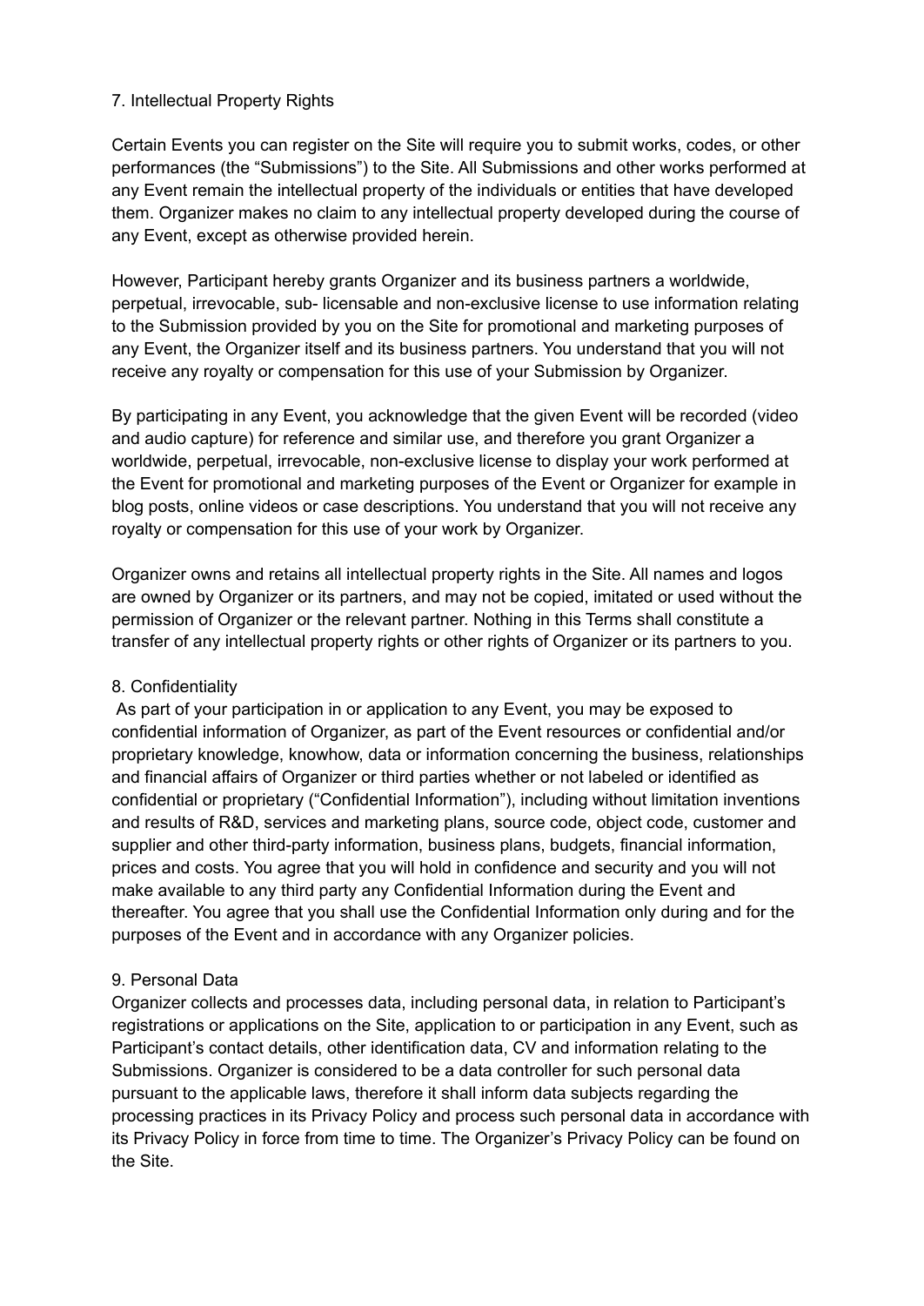## 7. Intellectual Property Rights

Certain Events you can register on the Site will require you to submit works, codes, or other performances (the "Submissions") to the Site. All Submissions and other works performed at any Event remain the intellectual property of the individuals or entities that have developed them. Organizer makes no claim to any intellectual property developed during the course of any Event, except as otherwise provided herein.

However, Participant hereby grants Organizer and its business partners a worldwide, perpetual, irrevocable, sub- licensable and non-exclusive license to use information relating to the Submission provided by you on the Site for promotional and marketing purposes of any Event, the Organizer itself and its business partners. You understand that you will not receive any royalty or compensation for this use of your Submission by Organizer.

By participating in any Event, you acknowledge that the given Event will be recorded (video and audio capture) for reference and similar use, and therefore you grant Organizer a worldwide, perpetual, irrevocable, non-exclusive license to display your work performed at the Event for promotional and marketing purposes of the Event or Organizer for example in blog posts, online videos or case descriptions. You understand that you will not receive any royalty or compensation for this use of your work by Organizer.

Organizer owns and retains all intellectual property rights in the Site. All names and logos are owned by Organizer or its partners, and may not be copied, imitated or used without the permission of Organizer or the relevant partner. Nothing in this Terms shall constitute a transfer of any intellectual property rights or other rights of Organizer or its partners to you.

## 8. Confidentiality

As part of your participation in or application to any Event, you may be exposed to confidential information of Organizer, as part of the Event resources or confidential and/or proprietary knowledge, knowhow, data or information concerning the business, relationships and financial affairs of Organizer or third parties whether or not labeled or identified as confidential or proprietary ("Confidential Information"), including without limitation inventions and results of R&D, services and marketing plans, source code, object code, customer and supplier and other third-party information, business plans, budgets, financial information, prices and costs. You agree that you will hold in confidence and security and you will not make available to any third party any Confidential Information during the Event and thereafter. You agree that you shall use the Confidential Information only during and for the purposes of the Event and in accordance with any Organizer policies.

## 9. Personal Data

Organizer collects and processes data, including personal data, in relation to Participant's registrations or applications on the Site, application to or participation in any Event, such as Participant's contact details, other identification data, CV and information relating to the Submissions. Organizer is considered to be a data controller for such personal data pursuant to the applicable laws, therefore it shall inform data subjects regarding the processing practices in its Privacy Policy and process such personal data in accordance with its Privacy Policy in force from time to time. The Organizer's Privacy Policy can be found on the Site.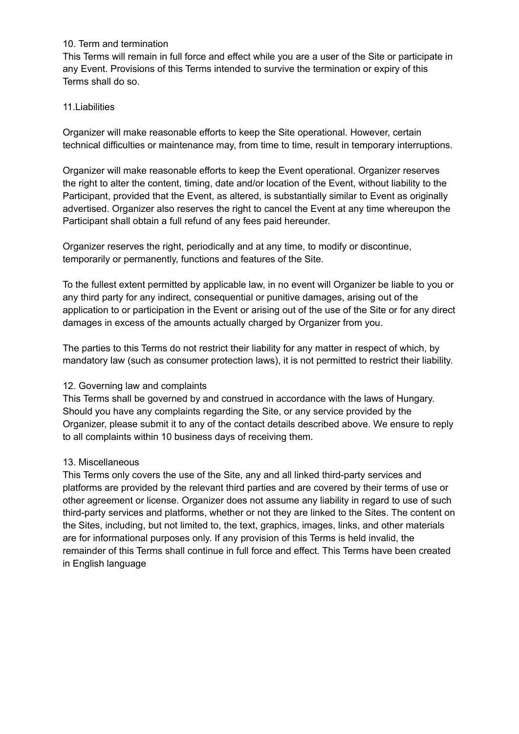## 10. Term and termination

This Terms will remain in full force and effect while you are a user of the Site or participate in any Event. Provisions of this Terms intended to survive the termination or expiry of this Terms shall do so.

## 11.Liabilities

Organizer will make reasonable efforts to keep the Site operational. However, certain technical difficulties or maintenance may, from time to time, result in temporary interruptions.

Organizer will make reasonable efforts to keep the Event operational. Organizer reserves the right to alter the content, timing, date and/or location of the Event, without liability to the Participant, provided that the Event, as altered, is substantially similar to Event as originally advertised. Organizer also reserves the right to cancel the Event at any time whereupon the Participant shall obtain a full refund of any fees paid hereunder.

Organizer reserves the right, periodically and at any time, to modify or discontinue, temporarily or permanently, functions and features of the Site.

To the fullest extent permitted by applicable law, in no event will Organizer be liable to you or any third party for any indirect, consequential or punitive damages, arising out of the application to or participation in the Event or arising out of the use of the Site or for any direct damages in excess of the amounts actually charged by Organizer from you.

The parties to this Terms do not restrict their liability for any matter in respect of which, by mandatory law (such as consumer protection laws), it is not permitted to restrict their liability.

## 12. Governing law and complaints

This Terms shall be governed by and construed in accordance with the laws of Hungary. Should you have any complaints regarding the Site, or any service provided by the Organizer, please submit it to any of the contact details described above. We ensure to reply to all complaints within 10 business days of receiving them.

## 13. Miscellaneous

This Terms only covers the use of the Site, any and all linked third-party services and platforms are provided by the relevant third parties and are covered by their terms of use or other agreement or license. Organizer does not assume any liability in regard to use of such third-party services and platforms, whether or not they are linked to the Sites. The content on the Sites, including, but not limited to, the text, graphics, images, links, and other materials are for informational purposes only. If any provision of this Terms is held invalid, the remainder of this Terms shall continue in full force and effect. This Terms have been created in English language